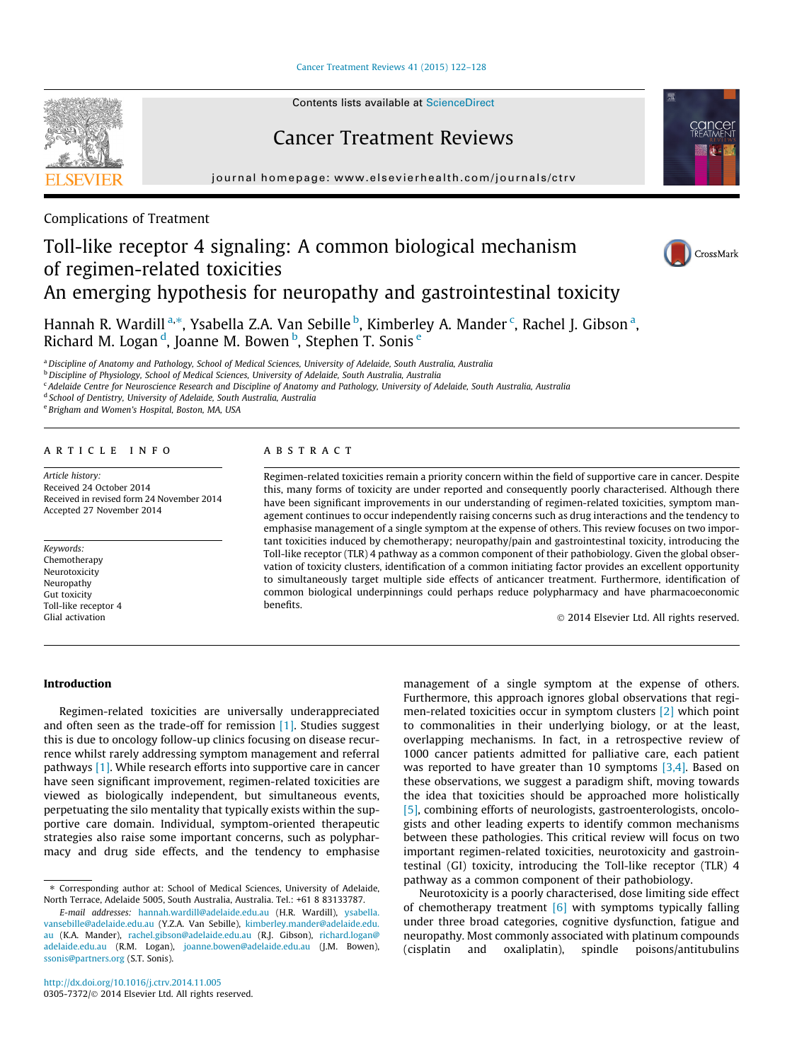Complications of Treatment

# Toll-like receptor 4 signaling: A common biological mechanism of regimen-related toxicities

## An emerging hypothesis for neuropathy and gastrointestinal toxicity

Hannah R. Wardill [a,*], Ysabella Z.A. Van Sebille [b], Kimberley A. Mander [c], Rachel J. Gibson [a], Richard M. Logan [d], Joanne M. Bowen [b], Stephen T. Sonis [e]

[a] Discipline of Anatomy and Pathology, School of Medical Sciences, University of Adelaide, South Australia, Australia
[b] Discipline of Physiology, School of Medical Sciences, University of Adelaide, South Australia, Australia
[c] Adelaide Centre for Neuroscience Research and Discipline of Anatomy and Pathology, University of Adelaide, South Australia, Australia
[d] School of Dentistry, University of Adelaide, South Australia, Australia
[e] Brigham and Women's Hospital, Boston, MA, USA

**ARTICLE INFO**

*Article history:*
Received 24 October 2014
Received in revised form 24 November 2014
Accepted 27 November 2014

*Keywords:*
Chemotherapy
Neurotoxicity
Neuropathy
Gut toxicity
Toll-like receptor 4
Glial activation

**ABSTRACT**

Regimen-related toxicities remain a priority concern within the field of supportive care in cancer. Despite this, many forms of toxicity are under reported and consequently poorly characterised. Although there have been significant improvements in our understanding of regimen-related toxicities, symptom management continues to occur independently raising concerns such as drug interactions and the tendency to emphasise management of a single symptom at the expense of others. This review focuses on two important toxicities induced by chemotherapy; neuropathy/pain and gastrointestinal toxicity, introducing the Toll-like receptor (TLR) 4 pathway as a common component of their pathobiology. Given the global observation of toxicity clusters, identification of a common initiating factor provides an excellent opportunity to simultaneously target multiple side effects of anticancer treatment. Furthermore, identification of common biological underpinnings could perhaps reduce polypharmacy and have pharmacoeconomic benefits.

© 2014 Elsevier Ltd. All rights reserved.

## Introduction

Regimen-related toxicities are universally underappreciated and often seen as the trade-off for remission [1]. Studies suggest this is due to oncology follow-up clinics focusing on disease recurrence whilst rarely addressing symptom management and referral pathways [1]. While research efforts into supportive care in cancer have seen significant improvement, regimen-related toxicities are viewed as biologically independent, but simultaneous events, perpetuating the silo mentality that typically exists within the supportive care domain. Individual, symptom-oriented therapeutic strategies also raise some important concerns, such as polypharmacy and drug side effects, and the tendency to emphasise management of a single symptom at the expense of others. Furthermore, this approach ignores global observations that regimen-related toxicities occur in symptom clusters [2] which point to commonalities in their underlying biology, or at the least, overlapping mechanisms. In fact, in a retrospective review of 1000 cancer patients admitted for palliative care, each patient was reported to have greater than 10 symptoms [3,4]. Based on these observations, we suggest a paradigm shift, moving towards the idea that toxicities should be approached more holistically [5], combining efforts of neurologists, gastroenterologists, oncologists and other leading experts to identify common mechanisms between these pathologies. This critical review will focus on two important regimen-related toxicities, neurotoxicity and gastrointestinal (GI) toxicity, introducing the Toll-like receptor (TLR) 4 pathway as a common component of their pathobiology.

Neurotoxicity is a poorly characterised, dose limiting side effect of chemotherapy treatment [6] with symptoms typically falling under three broad categories, cognitive dysfunction, fatigue and neuropathy. Most commonly associated with platinum compounds (cisplatin and oxaliplatin), spindle poisons/antitubulins

* Corresponding author at: School of Medical Sciences, University of Adelaide, North Terrace, Adelaide 5005, South Australia, Australia. Tel.: +61 8 83133787.
*E-mail addresses:* hannah.wardill@adelaide.edu.au (H.R. Wardill), ysabella.vansebille@adelaide.edu.au (Y.Z.A. Van Sebille), kimberley.mander@adelaide.edu.au (K.A. Mander), rachel.gibson@adelaide.edu.au (R.J. Gibson), richard.logan@adelaide.edu.au (R.M. Logan), joanne.bowen@adelaide.edu.au (J.M. Bowen), ssonis@partners.org (S.T. Sonis).

http://dx.doi.org/10.1016/j.ctrv.2014.11.005
0305-7372/© 2014 Elsevier Ltd. All rights reserved.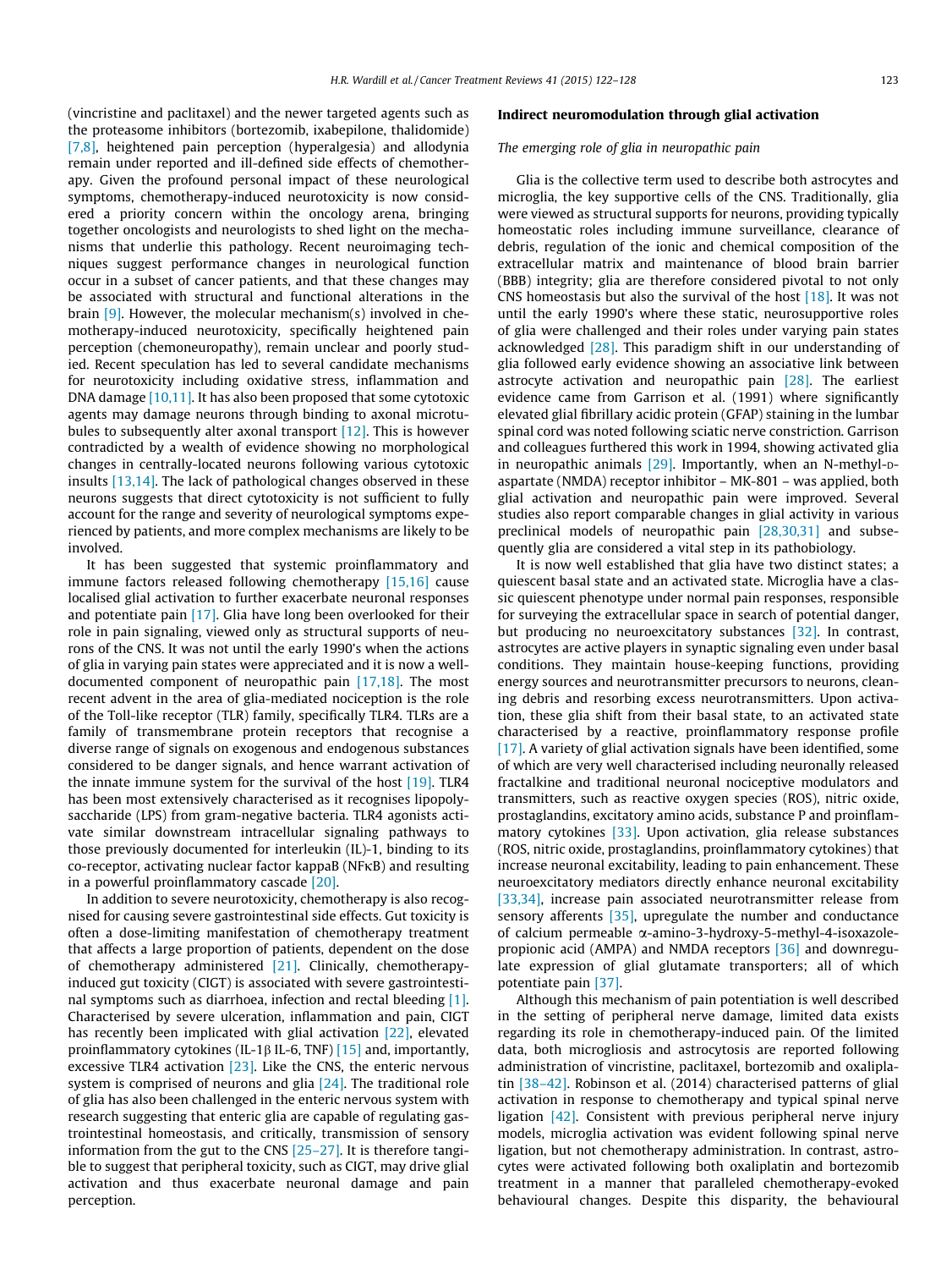(vincristine and paclitaxel) and the newer targeted agents such as the proteasome inhibitors (bortezomib, ixabepilone, thalidomide) [7,8], heightened pain perception (hyperalgesia) and allodynia remain under reported and ill-defined side effects of chemotherapy. Given the profound personal impact of these neurological symptoms, chemotherapy-induced neurotoxicity is now considered a priority concern within the oncology arena, bringing together oncologists and neurologists to shed light on the mechanisms that underlie this pathology. Recent neuroimaging techniques suggest performance changes in neurological function occur in a subset of cancer patients, and that these changes may be associated with structural and functional alterations in the brain [9]. However, the molecular mechanism(s) involved in chemotherapy-induced neurotoxicity, specifically heightened pain perception (chemoneuropathy), remain unclear and poorly studied. Recent speculation has led to several candidate mechanisms for neurotoxicity including oxidative stress, inflammation and DNA damage [10,11]. It has also been proposed that some cytotoxic agents may damage neurons through binding to axonal microtubules to subsequently alter axonal transport [12]. This is however contradicted by a wealth of evidence showing no morphological changes in centrally-located neurons following various cytotoxic insults [13,14]. The lack of pathological changes observed in these neurons suggests that direct cytotoxicity is not sufficient to fully account for the range and severity of neurological symptoms experienced by patients, and more complex mechanisms are likely to be involved.

It has been suggested that systemic proinflammatory and immune factors released following chemotherapy [15,16] cause localised glial activation to further exacerbate neuronal responses and potentiate pain [17]. Glia have long been overlooked for their role in pain signaling, viewed only as structural supports of neurons of the CNS. It was not until the early 1990's that the actions of glia in varying pain states were appreciated and it is now a well-documented component of neuropathic pain [17,18]. The most recent advent in the area of glia-mediated nociception is the role of the Toll-like receptor (TLR) family, specifically TLR4. TLRs are a family of transmembrane protein receptors that recognise a diverse range of signals on exogenous and endogenous substances considered to be danger signals, and hence warrant activation of the innate immune system for the survival of the host [19]. TLR4 has been most extensively characterised as it recognises lipopolysaccharide (LPS) from gram-negative bacteria. TLR4 agonists activate similar downstream intracellular signaling pathways to those previously documented for interleukin (IL)-1, binding to its co-receptor, activating nuclear factor kappaB (NFκB) and resulting in a powerful proinflammatory cascade [20].

In addition to severe neurotoxicity, chemotherapy is also recognised for causing severe gastrointestinal side effects. Gut toxicity is often a dose-limiting manifestation of chemotherapy treatment that affects a large proportion of patients, dependent on the dose of chemotherapy administered [21]. Clinically, chemotherapy-induced gut toxicity (CIGT) is associated with severe gastrointestinal symptoms such as diarrhoea, infection and rectal bleeding [1]. Characterised by severe ulceration, inflammation and pain, CIGT has recently been implicated with glial activation [22], elevated proinflammatory cytokines (IL-1β IL-6, TNF) [15] and, importantly, excessive TLR4 activation [23]. Like the CNS, the enteric nervous system is comprised of neurons and glia [24]. The traditional role of glia has also been challenged in the enteric nervous system with research suggesting that enteric glia are capable of regulating gastrointestinal homeostasis, and critically, transmission of sensory information from the gut to the CNS [25–27]. It is therefore tangible to suggest that peripheral toxicity, such as CIGT, may drive glial activation and thus exacerbate neuronal damage and pain perception.

## Indirect neuromodulation through glial activation

### *The emerging role of glia in neuropathic pain*

Glia is the collective term used to describe both astrocytes and microglia, the key supportive cells of the CNS. Traditionally, glia were viewed as structural supports for neurons, providing typically homeostatic roles including immune surveillance, clearance of debris, regulation of the ionic and chemical composition of the extracellular matrix and maintenance of blood brain barrier (BBB) integrity; glia are therefore considered pivotal to not only CNS homeostasis but also the survival of the host [18]. It was not until the early 1990's where these static, neurosupportive roles of glia were challenged and their roles under varying pain states acknowledged [28]. This paradigm shift in our understanding of glia followed early evidence showing an associative link between astrocyte activation and neuropathic pain [28]. The earliest evidence came from Garrison et al. (1991) where significantly elevated glial fibrillary acidic protein (GFAP) staining in the lumbar spinal cord was noted following sciatic nerve constriction. Garrison and colleagues furthered this work in 1994, showing activated glia in neuropathic animals [29]. Importantly, when an N-methyl-D-aspartate (NMDA) receptor inhibitor – MK-801 – was applied, both glial activation and neuropathic pain were improved. Several studies also report comparable changes in glial activity in various preclinical models of neuropathic pain [28,30,31] and subsequently glia are considered a vital step in its pathobiology.

It is now well established that glia have two distinct states; a quiescent basal state and an activated state. Microglia have a classic quiescent phenotype under normal pain responses, responsible for surveying the extracellular space in search of potential danger, but producing no neuroexcitatory substances [32]. In contrast, astrocytes are active players in synaptic signaling even under basal conditions. They maintain house-keeping functions, providing energy sources and neurotransmitter precursors to neurons, cleaning debris and resorbing excess neurotransmitters. Upon activation, these glia shift from their basal state, to an activated state characterised by a reactive, proinflammatory response profile [17]. A variety of glial activation signals have been identified, some of which are very well characterised including neuronally released fractalkine and traditional neuronal nociceptive modulators and transmitters, such as reactive oxygen species (ROS), nitric oxide, prostaglandins, excitatory amino acids, substance P and proinflammatory cytokines [33]. Upon activation, glia release substances (ROS, nitric oxide, prostaglandins, proinflammatory cytokines) that increase neuronal excitability, leading to pain enhancement. These neuroexcitatory mediators directly enhance neuronal excitability [33,34], increase pain associated neurotransmitter release from sensory afferents [35], upregulate the number and conductance of calcium permeable α-amino-3-hydroxy-5-methyl-4-isoxazole-propionic acid (AMPA) and NMDA receptors [36] and downregulate expression of glial glutamate transporters; all of which potentiate pain [37].

Although this mechanism of pain potentiation is well described in the setting of peripheral nerve damage, limited data exists regarding its role in chemotherapy-induced pain. Of the limited data, both microgliosis and astrocytosis are reported following administration of vincristine, paclitaxel, bortezomib and oxaliplatin [38–42]. Robinson et al. (2014) characterised patterns of glial activation in response to chemotherapy and typical spinal nerve ligation [42]. Consistent with previous peripheral nerve injury models, microglia activation was evident following spinal nerve ligation, but not chemotherapy administration. In contrast, astrocytes were activated following both oxaliplatin and bortezomib treatment in a manner that paralleled chemotherapy-evoked behavioural changes. Despite this disparity, the behavioural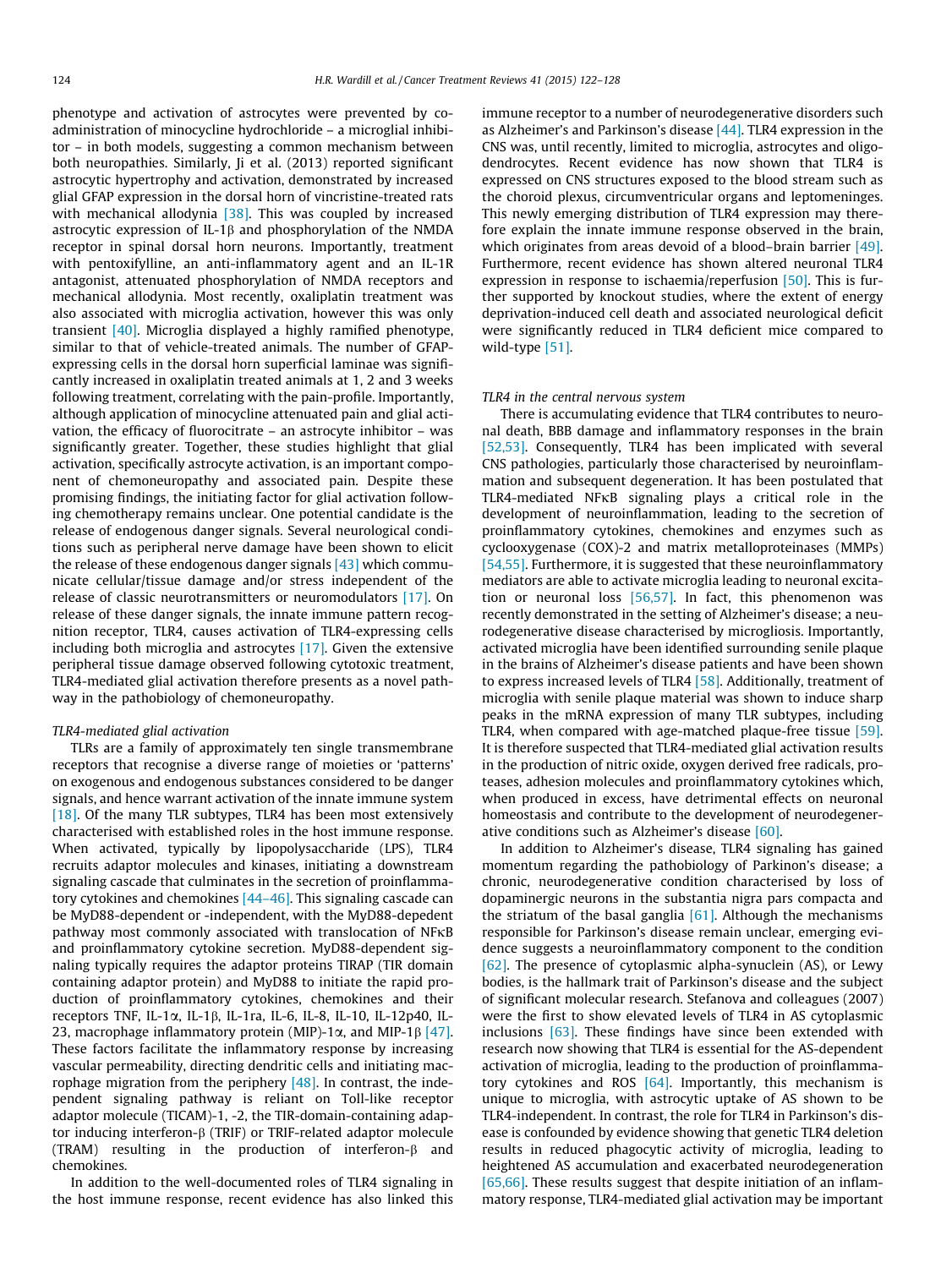phenotype and activation of astrocytes were prevented by co-administration of minocycline hydrochloride – a microglial inhibitor – in both models, suggesting a common mechanism between both neuropathies. Similarly, Ji et al. (2013) reported significant astrocytic hypertrophy and activation, demonstrated by increased glial GFAP expression in the dorsal horn of vincristine-treated rats with mechanical allodynia [38]. This was coupled by increased astrocytic expression of IL-1β and phosphorylation of the NMDA receptor in spinal dorsal horn neurons. Importantly, treatment with pentoxifylline, an anti-inflammatory agent and an IL-1R antagonist, attenuated phosphorylation of NMDA receptors and mechanical allodynia. Most recently, oxaliplatin treatment was also associated with microglia activation, however this was only transient [40]. Microglia displayed a highly ramified phenotype, similar to that of vehicle-treated animals. The number of GFAP-expressing cells in the dorsal horn superficial laminae was significantly increased in oxaliplatin treated animals at 1, 2 and 3 weeks following treatment, correlating with the pain-profile. Importantly, although application of minocycline attenuated pain and glial activation, the efficacy of fluorocitrate – an astrocyte inhibitor – was significantly greater. Together, these studies highlight that glial activation, specifically astrocyte activation, is an important component of chemoneuropathy and associated pain. Despite these promising findings, the initiating factor for glial activation following chemotherapy remains unclear. One potential candidate is the release of endogenous danger signals. Several neurological conditions such as peripheral nerve damage have been shown to elicit the release of these endogenous danger signals [43] which communicate cellular/tissue damage and/or stress independent of the release of classic neurotransmitters or neuromodulators [17]. On release of these danger signals, the innate immune pattern recognition receptor, TLR4, causes activation of TLR4-expressing cells including both microglia and astrocytes [17]. Given the extensive peripheral tissue damage observed following cytotoxic treatment, TLR4-mediated glial activation therefore presents as a novel pathway in the pathobiology of chemoneuropathy.

*TLR4-mediated glial activation*

TLRs are a family of approximately ten single transmembrane receptors that recognise a diverse range of moieties or 'patterns' on exogenous and endogenous substances considered to be danger signals, and hence warrant activation of the innate immune system [18]. Of the many TLR subtypes, TLR4 has been most extensively characterised with established roles in the host immune response. When activated, typically by lipopolysaccharide (LPS), TLR4 recruits adaptor molecules and kinases, initiating a downstream signaling cascade that culminates in the secretion of proinflammatory cytokines and chemokines [44–46]. This signaling cascade can be MyD88-dependent or -independent, with the MyD88-depedent pathway most commonly associated with translocation of NFκB and proinflammatory cytokine secretion. MyD88-dependent signaling typically requires the adaptor proteins TIRAP (TIR domain containing adaptor protein) and MyD88 to initiate the rapid production of proinflammatory cytokines, chemokines and their receptors TNF, IL-1α, IL-1β, IL-1ra, IL-6, IL-8, IL-10, IL-12p40, IL-23, macrophage inflammatory protein (MIP)-1α, and MIP-1β [47]. These factors facilitate the inflammatory response by increasing vascular permeability, directing dendritic cells and initiating macrophage migration from the periphery [48]. In contrast, the independent signaling pathway is reliant on Toll-like receptor adaptor molecule (TICAM)-1, -2, the TIR-domain-containing adaptor inducing interferon-β (TRIF) or TRIF-related adaptor molecule (TRAM) resulting in the production of interferon-β and chemokines.

In addition to the well-documented roles of TLR4 signaling in the host immune response, recent evidence has also linked this immune receptor to a number of neurodegenerative disorders such as Alzheimer's and Parkinson's disease [44]. TLR4 expression in the CNS was, until recently, limited to microglia, astrocytes and oligodendrocytes. Recent evidence has now shown that TLR4 is expressed on CNS structures exposed to the blood stream such as the choroid plexus, circumventricular organs and leptomeninges. This newly emerging distribution of TLR4 expression may therefore explain the innate immune response observed in the brain, which originates from areas devoid of a blood–brain barrier [49]. Furthermore, recent evidence has shown altered neuronal TLR4 expression in response to ischaemia/reperfusion [50]. This is further supported by knockout studies, where the extent of energy deprivation-induced cell death and associated neurological deficit were significantly reduced in TLR4 deficient mice compared to wild-type [51].

*TLR4 in the central nervous system*

There is accumulating evidence that TLR4 contributes to neuronal death, BBB damage and inflammatory responses in the brain [52,53]. Consequently, TLR4 has been implicated with several CNS pathologies, particularly those characterised by neuroinflammation and subsequent degeneration. It has been postulated that TLR4-mediated NFκB signaling plays a critical role in the development of neuroinflammation, leading to the secretion of proinflammatory cytokines, chemokines and enzymes such as cyclooxygenase (COX)-2 and matrix metalloproteinases (MMPs) [54,55]. Furthermore, it is suggested that these neuroinflammatory mediators are able to activate microglia leading to neuronal excitation or neuronal loss [56,57]. In fact, this phenomenon was recently demonstrated in the setting of Alzheimer's disease; a neurodegenerative disease characterised by microgliosis. Importantly, activated microglia have been identified surrounding senile plaque in the brains of Alzheimer's disease patients and have been shown to express increased levels of TLR4 [58]. Additionally, treatment of microglia with senile plaque material was shown to induce sharp peaks in the mRNA expression of many TLR subtypes, including TLR4, when compared with age-matched plaque-free tissue [59]. It is therefore suspected that TLR4-mediated glial activation results in the production of nitric oxide, oxygen derived free radicals, proteases, adhesion molecules and proinflammatory cytokines which, when produced in excess, have detrimental effects on neuronal homeostasis and contribute to the development of neurodegenerative conditions such as Alzheimer's disease [60].

In addition to Alzheimer's disease, TLR4 signaling has gained momentum regarding the pathobiology of Parkinon's disease; a chronic, neurodegenerative condition characterised by loss of dopaminergic neurons in the substantia nigra pars compacta and the striatum of the basal ganglia [61]. Although the mechanisms responsible for Parkinson's disease remain unclear, emerging evidence suggests a neuroinflammatory component to the condition [62]. The presence of cytoplasmic alpha-synuclein (AS), or Lewy bodies, is the hallmark trait of Parkinson's disease and the subject of significant molecular research. Stefanova and colleagues (2007) were the first to show elevated levels of TLR4 in AS cytoplasmic inclusions [63]. These findings have since been extended with research now showing that TLR4 is essential for the AS-dependent activation of microglia, leading to the production of proinflammatory cytokines and ROS [64]. Importantly, this mechanism is unique to microglia, with astrocytic uptake of AS shown to be TLR4-independent. In contrast, the role for TLR4 in Parkinson's disease is confounded by evidence showing that genetic TLR4 deletion results in reduced phagocytic activity of microglia, leading to heightened AS accumulation and exacerbated neurodegeneration [65,66]. These results suggest that despite initiation of an inflammatory response, TLR4-mediated glial activation may be important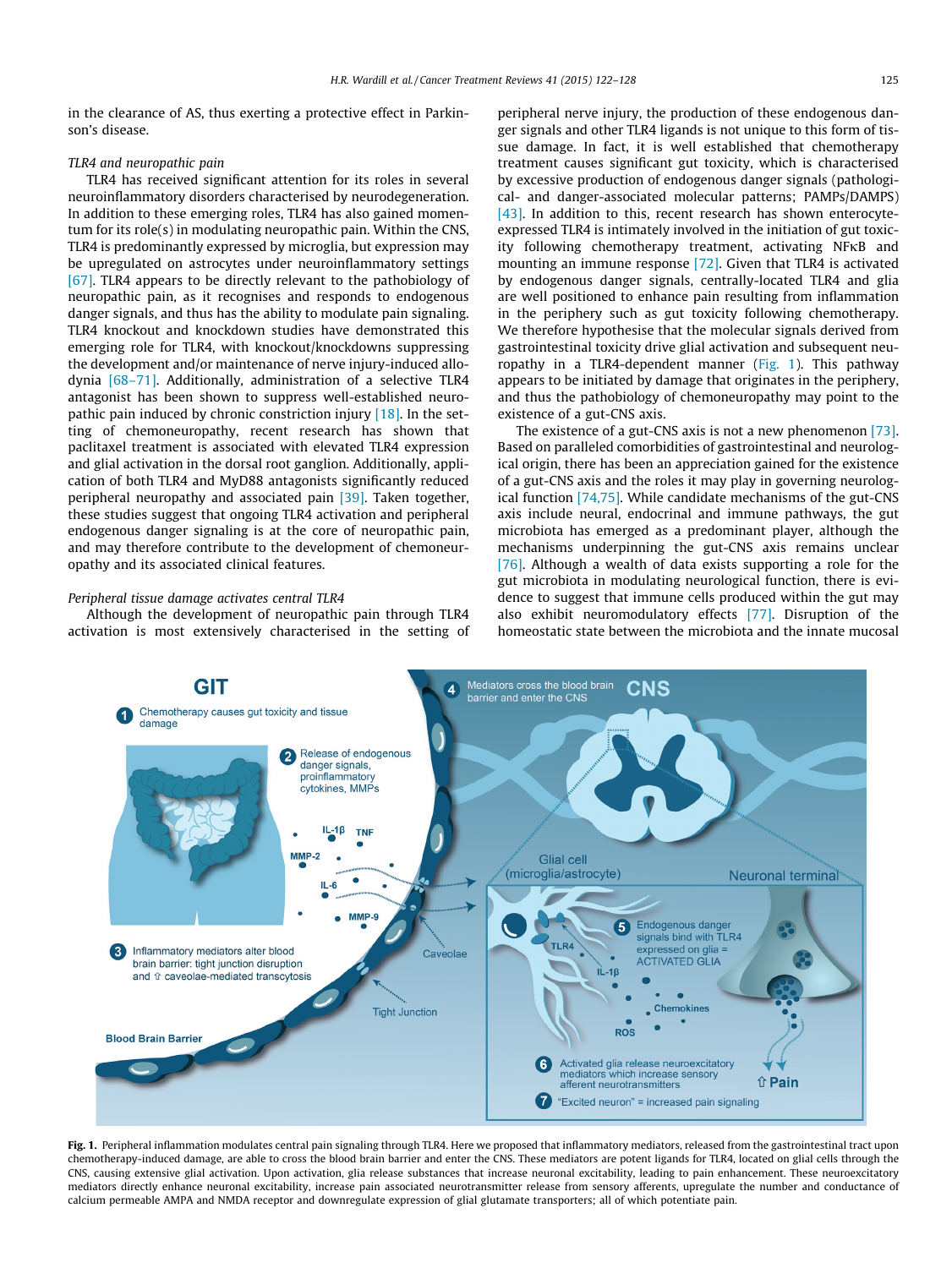in the clearance of AS, thus exerting a protective effect in Parkinson's disease.

*TLR4 and neuropathic pain*

TLR4 has received significant attention for its roles in several neuroinflammatory disorders characterised by neurodegeneration. In addition to these emerging roles, TLR4 has also gained momentum for its role(s) in modulating neuropathic pain. Within the CNS, TLR4 is predominantly expressed by microglia, but expression may be upregulated on astrocytes under neuroinflammatory settings [67]. TLR4 appears to be directly relevant to the pathobiology of neuropathic pain, as it recognises and responds to endogenous danger signals, and thus has the ability to modulate pain signaling. TLR4 knockout and knockdown studies have demonstrated this emerging role for TLR4, with knockout/knockdowns suppressing the development and/or maintenance of nerve injury-induced allodynia [68–71]. Additionally, administration of a selective TLR4 antagonist has been shown to suppress well-established neuropathic pain induced by chronic constriction injury [18]. In the setting of chemoneuropathy, recent research has shown that paclitaxel treatment is associated with elevated TLR4 expression and glial activation in the dorsal root ganglion. Additionally, application of both TLR4 and MyD88 antagonists significantly reduced peripheral neuropathy and associated pain [39]. Taken together, these studies suggest that ongoing TLR4 activation and peripheral endogenous danger signaling is at the core of neuropathic pain, and may therefore contribute to the development of chemoneuropathy and its associated clinical features.

*Peripheral tissue damage activates central TLR4*

Although the development of neuropathic pain through TLR4 activation is most extensively characterised in the setting of peripheral nerve injury, the production of these endogenous danger signals and other TLR4 ligands is not unique to this form of tissue damage. In fact, it is well established that chemotherapy treatment causes significant gut toxicity, which is characterised by excessive production of endogenous danger signals (pathological- and danger-associated molecular patterns; PAMPs/DAMPS) [43]. In addition to this, recent research has shown enterocyte-expressed TLR4 is intimately involved in the initiation of gut toxicity following chemotherapy treatment, activating NFκB and mounting an immune response [72]. Given that TLR4 is activated by endogenous danger signals, centrally-located TLR4 and glia are well positioned to enhance pain resulting from inflammation in the periphery such as gut toxicity following chemotherapy. We therefore hypothesise that the molecular signals derived from gastrointestinal toxicity drive glial activation and subsequent neuropathy in a TLR4-dependent manner (Fig. 1). This pathway appears to be initiated by damage that originates in the periphery, and thus the pathobiology of chemoneuropathy may point to the existence of a gut-CNS axis.

The existence of a gut-CNS axis is not a new phenomenon [73]. Based on paralleled comorbidities of gastrointestinal and neurological origin, there has been an appreciation gained for the existence of a gut-CNS axis and the roles it may play in governing neurological function [74,75]. While candidate mechanisms of the gut-CNS axis include neural, endocrinal and immune pathways, the gut microbiota has emerged as a predominant player, although the mechanisms underpinning the gut-CNS axis remains unclear [76]. Although a wealth of data exists supporting a role for the gut microbiota in modulating neurological function, there is evidence to suggest that immune cells produced within the gut may also exhibit neuromodulatory effects [77]. Disruption of the homeostatic state between the microbiota and the innate mucosal

**Fig. 1.** Peripheral inflammation modulates central pain signaling through TLR4. Here we proposed that inflammatory mediators, released from the gastrointestinal tract upon chemotherapy-induced damage, are able to cross the blood brain barrier and enter the CNS. These mediators are potent ligands for TLR4, located on glial cells through the CNS, causing extensive glial activation. Upon activation, glia release substances that increase neuronal excitability, leading to pain enhancement. These neuroexcitatory mediators directly enhance neuronal excitability, increase pain associated neurotransmitter release from sensory afferents, upregulate the number and conductance of calcium permeable AMPA and NMDA receptor and downregulate expression of glial glutamate transporters; all of which potentiate pain.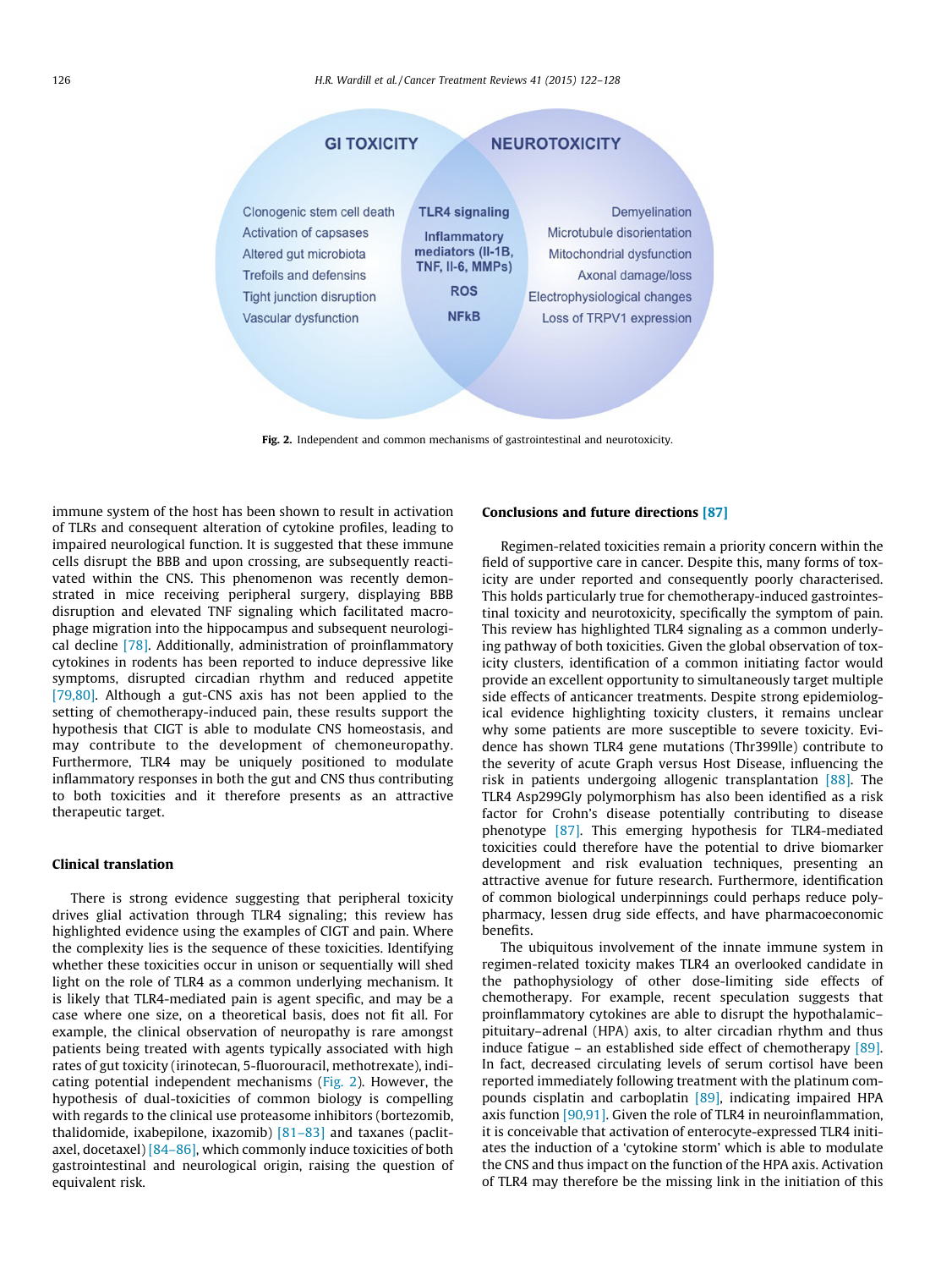Fig. 2. Independent and common mechanisms of gastrointestinal and neurotoxicity.

immune system of the host has been shown to result in activation of TLRs and consequent alteration of cytokine profiles, leading to impaired neurological function. It is suggested that these immune cells disrupt the BBB and upon crossing, are subsequently reactivated within the CNS. This phenomenon was recently demonstrated in mice receiving peripheral surgery, displaying BBB disruption and elevated TNF signaling which facilitated macrophage migration into the hippocampus and subsequent neurological decline [78]. Additionally, administration of proinflammatory cytokines in rodents has been reported to induce depressive like symptoms, disrupted circadian rhythm and reduced appetite [79,80]. Although a gut-CNS axis has not been applied to the setting of chemotherapy-induced pain, these results support the hypothesis that CIGT is able to modulate CNS homeostasis, and may contribute to the development of chemoneuropathy. Furthermore, TLR4 may be uniquely positioned to modulate inflammatory responses in both the gut and CNS thus contributing to both toxicities and it therefore presents as an attractive therapeutic target.

## Clinical translation

There is strong evidence suggesting that peripheral toxicity drives glial activation through TLR4 signaling; this review has highlighted evidence using the examples of CIGT and pain. Where the complexity lies is the sequence of these toxicities. Identifying whether these toxicities occur in unison or sequentially will shed light on the role of TLR4 as a common underlying mechanism. It is likely that TLR4-mediated pain is agent specific, and may be a case where one size, on a theoretical basis, does not fit all. For example, the clinical observation of neuropathy is rare amongst patients being treated with agents typically associated with high rates of gut toxicity (irinotecan, 5-fluorouracil, methotrexate), indicating potential independent mechanisms (Fig. 2). However, the hypothesis of dual-toxicities of common biology is compelling with regards to the clinical use proteasome inhibitors (bortezomib, thalidomide, ixabepilone, ixazomib) [81–83] and taxanes (paclitaxel, docetaxel) [84–86], which commonly induce toxicities of both gastrointestinal and neurological origin, raising the question of equivalent risk.

## Conclusions and future directions [87]

Regimen-related toxicities remain a priority concern within the field of supportive care in cancer. Despite this, many forms of toxicity are under reported and consequently poorly characterised. This holds particularly true for chemotherapy-induced gastrointestinal toxicity and neurotoxicity, specifically the symptom of pain. This review has highlighted TLR4 signaling as a common underlying pathway of both toxicities. Given the global observation of toxicity clusters, identification of a common initiating factor would provide an excellent opportunity to simultaneously target multiple side effects of anticancer treatments. Despite strong epidemiological evidence highlighting toxicity clusters, it remains unclear why some patients are more susceptible to severe toxicity. Evidence has shown TLR4 gene mutations (Thr399lle) contribute to the severity of acute Graph versus Host Disease, influencing the risk in patients undergoing allogenic transplantation [88]. The TLR4 Asp299Gly polymorphism has also been identified as a risk factor for Crohn's disease potentially contributing to disease phenotype [87]. This emerging hypothesis for TLR4-mediated toxicities could therefore have the potential to drive biomarker development and risk evaluation techniques, presenting an attractive avenue for future research. Furthermore, identification of common biological underpinnings could perhaps reduce polypharmacy, lessen drug side effects, and have pharmacoeconomic benefits.

The ubiquitous involvement of the innate immune system in regimen-related toxicity makes TLR4 an overlooked candidate in the pathophysiology of other dose-limiting side effects of chemotherapy. For example, recent speculation suggests that proinflammatory cytokines are able to disrupt the hypothalamic–pituitary–adrenal (HPA) axis, to alter circadian rhythm and thus induce fatigue – an established side effect of chemotherapy [89]. In fact, decreased circulating levels of serum cortisol have been reported immediately following treatment with the platinum compounds cisplatin and carboplatin [89], indicating impaired HPA axis function [90,91]. Given the role of TLR4 in neuroinflammation, it is conceivable that activation of enterocyte-expressed TLR4 initiates the induction of a 'cytokine storm' which is able to modulate the CNS and thus impact on the function of the HPA axis. Activation of TLR4 may therefore be the missing link in the initiation of this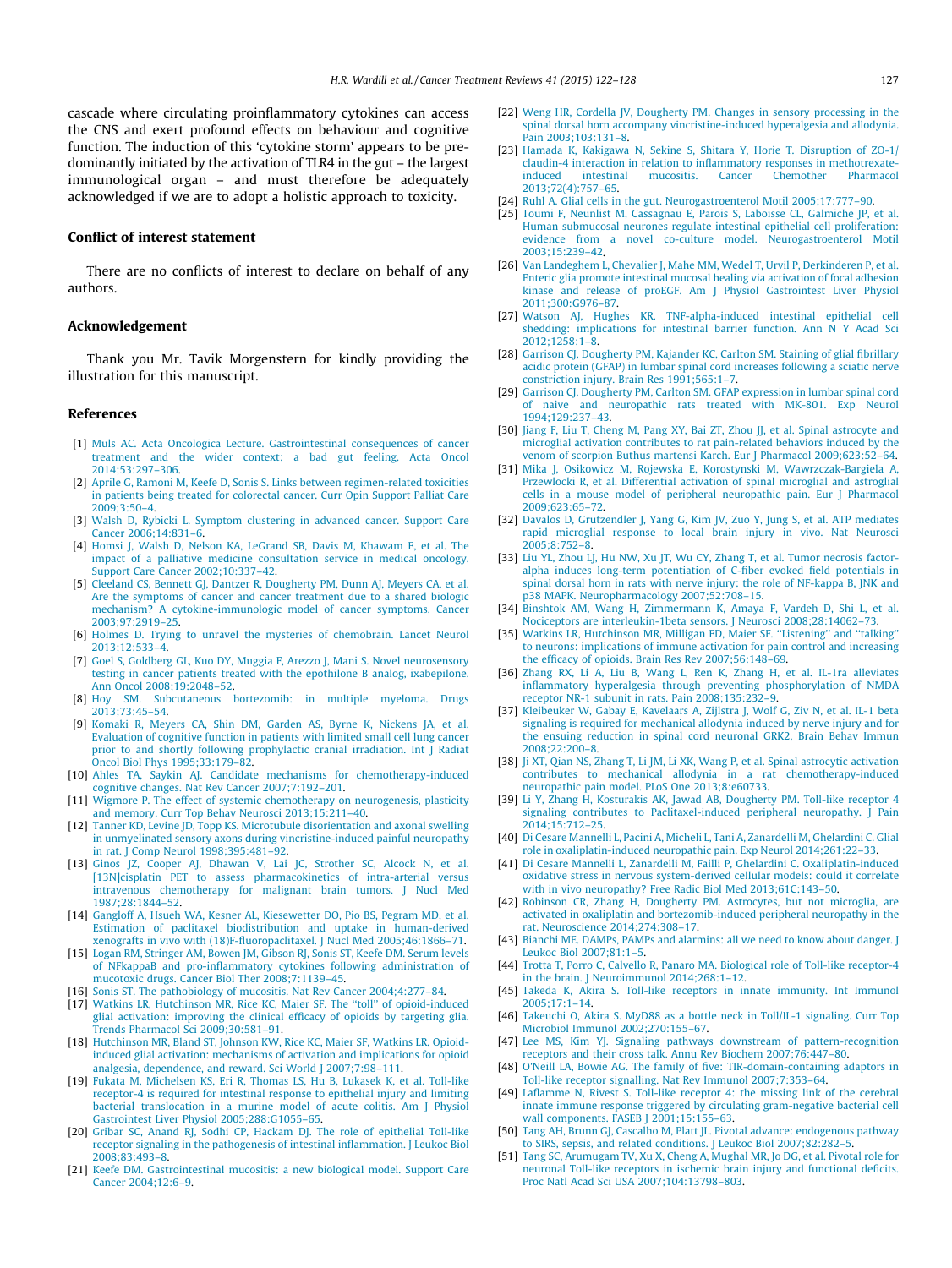cascade where circulating proinflammatory cytokines can access the CNS and exert profound effects on behaviour and cognitive function. The induction of this 'cytokine storm' appears to be predominantly initiated by the activation of TLR4 in the gut – the largest immunological organ – and must therefore be adequately acknowledged if we are to adopt a holistic approach to toxicity.

## Conflict of interest statement

There are no conflicts of interest to declare on behalf of any authors.

## Acknowledgement

Thank you Mr. Tavik Morgenstern for kindly providing the illustration for this manuscript.

## References

[1] Muls AC. Acta Oncologica Lecture. Gastrointestinal consequences of cancer treatment and the wider context: a bad gut feeling. Acta Oncol 2014;53:297–306.

[2] Aprile G, Ramoni M, Keefe D, Sonis S. Links between regimen-related toxicities in patients being treated for colorectal cancer. Curr Opin Support Palliat Care 2009;3:50–4.

[3] Walsh D, Rybicki L. Symptom clustering in advanced cancer. Support Care Cancer 2006;14:831–6.

[4] Homsi J, Walsh D, Nelson KA, LeGrand SB, Davis M, Khawam E, et al. The impact of a palliative medicine consultation service in medical oncology. Support Care Cancer 2002;10:337–42.

[5] Cleeland CS, Bennett GJ, Dantzer R, Dougherty PM, Dunn AJ, Meyers CA, et al. Are the symptoms of cancer and cancer treatment due to a shared biologic mechanism? A cytokine-immunologic model of cancer symptoms. Cancer 2003;97:2919–25.

[6] Holmes D. Trying to unravel the mysteries of chemobrain. Lancet Neurol 2013;12:533–4.

[7] Goel S, Goldberg GL, Kuo DY, Muggia F, Arezzo J, Mani S. Novel neurosensory testing in cancer patients treated with the epothilone B analog, ixabepilone. Ann Oncol 2008;19:2048–52.

[8] Hoy SM. Subcutaneous bortezomib: in multiple myeloma. Drugs 2013;73:45–54.

[9] Komaki R, Meyers CA, Shin DM, Garden AS, Byrne K, Nickens JA, et al. Evaluation of cognitive function in patients with limited small cell lung cancer prior to and shortly following prophylactic cranial irradiation. Int J Radiat Oncol Biol Phys 1995;33:179–82.

[10] Ahles TA, Saykin AJ. Candidate mechanisms for chemotherapy-induced cognitive changes. Nat Rev Cancer 2007;7:192–201.

[11] Wigmore P. The effect of systemic chemotherapy on neurogenesis, plasticity and memory. Curr Top Behav Neurosci 2013;15:211–40.

[12] Tanner KD, Levine JD, Topp KS. Microtubule disorientation and axonal swelling in unmyelinated sensory axons during vincristine-induced painful neuropathy in rat. J Comp Neurol 1998;395:481–92.

[13] Ginos JZ, Cooper AJ, Dhawan V, Lai JC, Strother SC, Alcock N, et al. [13N]cisplatin PET to assess pharmacokinetics of intra-arterial versus intravenous chemotherapy for malignant brain tumors. J Nucl Med 1987;28:1844–52.

[14] Gangloff A, Hsueh WA, Kesner AL, Kiesewetter DO, Pio BS, Pegram MD, et al. Estimation of paclitaxel biodistribution and uptake in human-derived xenografts in vivo with (18)F-fluoropaclitaxel. J Nucl Med 2005;46:1866–71.

[15] Logan RM, Stringer AM, Bowen JM, Gibson RJ, Sonis ST, Keefe DM. Serum levels of NFkappaB and pro-inflammatory cytokines following administration of mucotoxic drugs. Cancer Biol Ther 2008;7:1139–45.

[16] Sonis ST. The pathobiology of mucositis. Nat Rev Cancer 2004;4:277–84.

[17] Watkins LR, Hutchinson MR, Rice KC, Maier SF. The "toll" of opioid-induced glial activation: improving the clinical efficacy of opioids by targeting glia. Trends Pharmacol Sci 2009;30:581–91.

[18] Hutchinson MR, Bland ST, Johnson KW, Rice KC, Maier SF, Watkins LR. Opioid-induced glial activation: mechanisms of activation and implications for opioid analgesia, dependence, and reward. Sci World J 2007;7:98–111.

[19] Fukata M, Michelsen KS, Eri R, Thomas LS, Hu B, Lukasek K, et al. Toll-like receptor-4 is required for intestinal response to epithelial injury and limiting bacterial translocation in a murine model of acute colitis. Am J Physiol Gastrointest Liver Physiol 2005;288:G1055–65.

[20] Gribar SC, Anand RJ, Sodhi CP, Hackam DJ. The role of epithelial Toll-like receptor signaling in the pathogenesis of intestinal inflammation. J Leukoc Biol 2008;83:493–8.

[21] Keefe DM. Gastrointestinal mucositis: a new biological model. Support Care Cancer 2004;12:6–9.

[22] Weng HR, Cordella JV, Dougherty PM. Changes in sensory processing in the spinal dorsal horn accompany vincristine-induced hyperalgesia and allodynia. Pain 2003;103:131–8.

[23] Hamada K, Kakigawa N, Sekine S, Shitara Y, Horie T. Disruption of ZO-1/claudin-4 interaction in relation to inflammatory responses in methotrexate-induced intestinal mucositis. Cancer Chemother Pharmacol 2013;72(4):757–65.

[24] Ruhl A. Glial cells in the gut. Neurogastroenterol Motil 2005;17:777–90.

[25] Toumi F, Neunlist M, Cassagnau E, Parois S, Laboisse CL, Galmiche JP, et al. Human submucosal neurones regulate intestinal epithelial cell proliferation: evidence from a novel co-culture model. Neurogastroenterol Motil 2003;15:239–42.

[26] Van Landeghem L, Chevalier J, Mahe MM, Wedel T, Urvil P, Derkinderen P, et al. Enteric glia promote intestinal mucosal healing via activation of focal adhesion kinase and release of proEGF. Am J Physiol Gastrointest Liver Physiol 2011;300:G976–87.

[27] Watson AJ, Hughes KR. TNF-alpha-induced intestinal epithelial cell shedding: implications for intestinal barrier function. Ann N Y Acad Sci 2012;1258:1–8.

[28] Garrison CJ, Dougherty PM, Kajander KC, Carlton SM. Staining of glial fibrillary acidic protein (GFAP) in lumbar spinal cord increases following a sciatic nerve constriction injury. Brain Res 1991;565:1–7.

[29] Garrison CJ, Dougherty PM, Carlton SM. GFAP expression in lumbar spinal cord of naive and neuropathic rats treated with MK-801. Exp Neurol 1994;129:237–43.

[30] Jiang F, Liu T, Cheng M, Pang XY, Bai ZT, Zhou JJ, et al. Spinal astrocyte and microglial activation contributes to rat pain-related behaviors induced by the venom of scorpion Buthus martensi Karch. Eur J Pharmacol 2009;623:52–64.

[31] Mika J, Osikowicz M, Rojewska E, Korostynski M, Wawrzczak-Bargiela A, Przewlocki R, et al. Differential activation of spinal microglial and astroglial cells in a mouse model of peripheral neuropathic pain. Eur J Pharmacol 2009;623:65–72.

[32] Davalos D, Grutzendler J, Yang G, Kim JV, Zuo Y, Jung S, et al. ATP mediates rapid microglial response to local brain injury in vivo. Nat Neurosci 2005;8:752–8.

[33] Liu YL, Zhou LJ, Hu NW, Xu JT, Wu CY, Zhang T, et al. Tumor necrosis factor-alpha induces long-term potentiation of C-fiber evoked field potentials in spinal dorsal horn in rats with nerve injury: the role of NF-kappa B, JNK and p38 MAPK. Neuropharmacology 2007;52:708–15.

[34] Binshtok AM, Wang H, Zimmermann K, Amaya F, Vardeh D, Shi L, et al. Nociceptors are interleukin-1beta sensors. J Neurosci 2008;28:14062–73.

[35] Watkins LR, Hutchinson MR, Milligan ED, Maier SF. "Listening" and "talking" to neurons: implications of immune activation for pain control and increasing the efficacy of opioids. Brain Res Rev 2007;56:148–69.

[36] Zhang RX, Li A, Liu B, Wang L, Ren K, Zhang H, et al. IL-1ra alleviates inflammatory hyperalgesia through preventing phosphorylation of NMDA receptor NR-1 subunit in rats. Pain 2008;135:232–9.

[37] Kleibeuker W, Gabay E, Kavelaars A, Zijlstra J, Wolf G, Ziv N, et al. IL-1 beta signaling is required for mechanical allodynia induced by nerve injury and for the ensuing reduction in spinal cord neuronal GRK2. Brain Behav Immun 2008;22:200–8.

[38] Ji XT, Qian NS, Zhang T, Li JM, Li XK, Wang P, et al. Spinal astrocytic activation contributes to mechanical allodynia in a rat chemotherapy-induced neuropathic pain model. PLoS One 2013;8:e60733.

[39] Li Y, Zhang H, Kosturakis AK, Jawad AB, Dougherty PM. Toll-like receptor 4 signaling contributes to Paclitaxel-induced peripheral neuropathy. J Pain 2014;15:712–25.

[40] Di Cesare Mannelli L, Pacini A, Micheli L, Tani A, Zanardelli M, Ghelardini C. Glial role in oxaliplatin-induced neuropathic pain. Exp Neurol 2014;261:22–33.

[41] Di Cesare Mannelli L, Zanardelli M, Failli P, Ghelardini C. Oxaliplatin-induced oxidative stress in nervous system-derived cellular models: could it correlate with in vivo neuropathy? Free Radic Biol Med 2013;61C:143–50.

[42] Robinson CR, Zhang H, Dougherty PM. Astrocytes, but not microglia, are activated in oxaliplatin and bortezomib-induced peripheral neuropathy in the rat. Neuroscience 2014;274:308–17.

[43] Bianchi ME. DAMPs, PAMPs and alarmins: all we need to know about danger. J Leukoc Biol 2007;81:1–5.

[44] Trotta T, Porro C, Calvello R, Panaro MA. Biological role of Toll-like receptor-4 in the brain. J Neuroimmunol 2014;268:1–12.

[45] Takeda K, Akira S. Toll-like receptors in innate immunity. Int Immunol 2005;17:1–14.

[46] Takeuchi O, Akira S. MyD88 as a bottle neck in Toll/IL-1 signaling. Curr Top Microbiol Immunol 2002;270:155–67.

[47] Lee MS, Kim YJ. Signaling pathways downstream of pattern-recognition receptors and their cross talk. Annu Rev Biochem 2007;76:447–80.

[48] O'Neill LA, Bowie AG. The family of five: TIR-domain-containing adaptors in Toll-like receptor signalling. Nat Rev Immunol 2007;7:353–64.

[49] Laflamme N, Rivest S. Toll-like receptor 4: the missing link of the cerebral innate immune response triggered by circulating gram-negative bacterial cell wall components. FASEB J 2001;15:155–63.

[50] Tang AH, Brunn GJ, Cascalho M, Platt JL. Pivotal advance: endogenous pathway to SIRS, sepsis, and related conditions. J Leukoc Biol 2007;82:282–5.

[51] Tang SC, Arumugam TV, Xu X, Cheng A, Mughal MR, Jo DG, et al. Pivotal role for neuronal Toll-like receptors in ischemic brain injury and functional deficits. Proc Natl Acad Sci USA 2007;104:13798–803.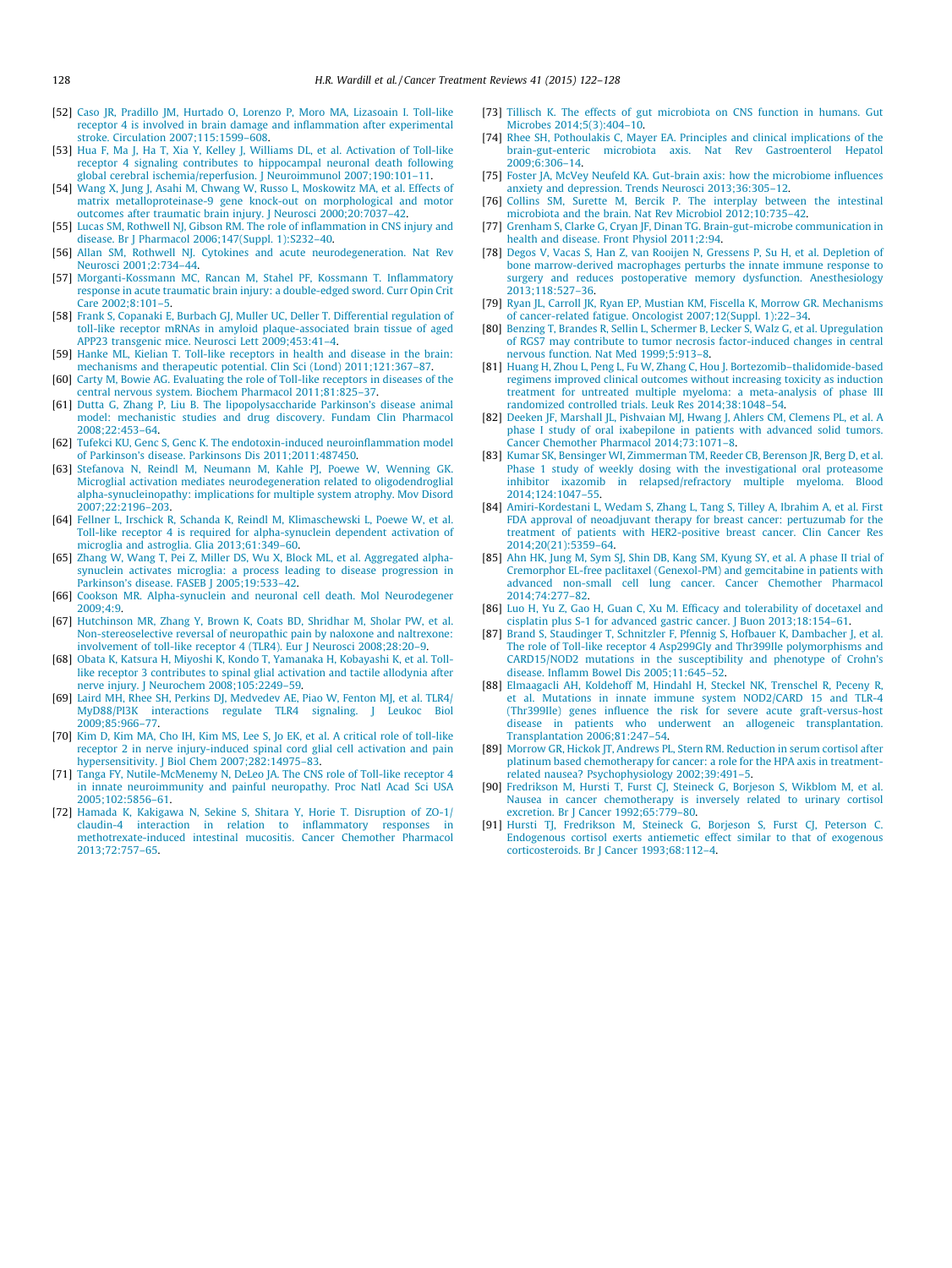[52] Caso JR, Pradillo JM, Hurtado O, Lorenzo P, Moro MA, Lizasoain I. Toll-like receptor 4 is involved in brain damage and inflammation after experimental stroke. Circulation 2007;115:1599–608.

[53] Hua F, Ma J, Ha T, Xia Y, Kelley J, Williams DL, et al. Activation of Toll-like receptor 4 signaling contributes to hippocampal neuronal death following global cerebral ischemia/reperfusion. J Neuroimmunol 2007;190:101–11.

[54] Wang X, Jung J, Asahi M, Chwang W, Russo L, Moskowitz MA, et al. Effects of matrix metalloproteinase-9 gene knock-out on morphological and motor outcomes after traumatic brain injury. J Neurosci 2000;20:7037–42.

[55] Lucas SM, Rothwell NJ, Gibson RM. The role of inflammation in CNS injury and disease. Br J Pharmacol 2006;147(Suppl. 1):S232–40.

[56] Allan SM, Rothwell NJ. Cytokines and acute neurodegeneration. Nat Rev Neurosci 2001;2:734–44.

[57] Morganti-Kossmann MC, Rancan M, Stahel PF, Kossmann T. Inflammatory response in acute traumatic brain injury: a double-edged sword. Curr Opin Crit Care 2002;8:101–5.

[58] Frank S, Copanaki E, Burbach GJ, Muller UC, Deller T. Differential regulation of toll-like receptor mRNAs in amyloid plaque-associated brain tissue of aged APP23 transgenic mice. Neurosci Lett 2009;453:41–4.

[59] Hanke ML, Kielian T. Toll-like receptors in health and disease in the brain: mechanisms and therapeutic potential. Clin Sci (Lond) 2011;121:367–87.

[60] Carty M, Bowie AG. Evaluating the role of Toll-like receptors in diseases of the central nervous system. Biochem Pharmacol 2011;81:825–37.

[61] Dutta G, Zhang P, Liu B. The lipopolysaccharide Parkinson's disease animal model: mechanistic studies and drug discovery. Fundam Clin Pharmacol 2008;22:453–64.

[62] Tufekci KU, Genc S, Genc K. The endotoxin-induced neuroinflammation model of Parkinson's disease. Parkinsons Dis 2011;2011:487450.

[63] Stefanova N, Reindl M, Neumann M, Kahle PJ, Poewe W, Wenning GK. Microglial activation mediates neurodegeneration related to oligodendroglial alpha-synucleinopathy: implications for multiple system atrophy. Mov Disord 2007;22:2196–203.

[64] Fellner L, Irschick R, Schanda K, Reindl M, Klimaschewski L, Poewe W, et al. Toll-like receptor 4 is required for alpha-synuclein dependent activation of microglia and astroglia. Glia 2013;61:349–60.

[65] Zhang W, Wang T, Pei Z, Miller DS, Wu X, Block ML, et al. Aggregated alpha-synuclein activates microglia: a process leading to disease progression in Parkinson's disease. FASEB J 2005;19:533–42.

[66] Cookson MR. Alpha-synuclein and neuronal cell death. Mol Neurodegener 2009;4:9.

[67] Hutchinson MR, Zhang Y, Brown K, Coats BD, Shridhar M, Sholar PW, et al. Non-stereoselective reversal of neuropathic pain by naloxone and naltrexone: involvement of toll-like receptor 4 (TLR4). Eur J Neurosci 2008;28:20–9.

[68] Obata K, Katsura H, Miyoshi K, Kondo T, Yamanaka H, Kobayashi K, et al. Toll-like receptor 3 contributes to spinal glial activation and tactile allodynia after nerve injury. J Neurochem 2008;105:2249–59.

[69] Laird MH, Rhee SH, Perkins DJ, Medvedev AE, Piao W, Fenton MJ, et al. TLR4/MyD88/PI3K interactions regulate TLR4 signaling. J Leukoc Biol 2009;85:966–77.

[70] Kim D, Kim MA, Cho IH, Kim MS, Lee S, Jo EK, et al. A critical role of toll-like receptor 2 in nerve injury-induced spinal cord glial cell activation and pain hypersensitivity. J Biol Chem 2007;282:14975–83.

[71] Tanga FY, Nutile-McMenemy N, DeLeo JA. The CNS role of Toll-like receptor 4 in innate neuroimmunity and painful neuropathy. Proc Natl Acad Sci USA 2005;102:5856–61.

[72] Hamada K, Kakigawa N, Sekine S, Shitara Y, Horie T. Disruption of ZO-1/claudin-4 interaction in relation to inflammatory responses in methotrexate-induced intestinal mucositis. Cancer Chemother Pharmacol 2013;72:757–65.

[73] Tillisch K. The effects of gut microbiota on CNS function in humans. Gut Microbes 2014;5(3):404–10.

[74] Rhee SH, Pothoulakis C, Mayer EA. Principles and clinical implications of the brain-gut-enteric microbiota axis. Nat Rev Gastroenterol Hepatol 2009;6:306–14.

[75] Foster JA, McVey Neufeld KA. Gut-brain axis: how the microbiome influences anxiety and depression. Trends Neurosci 2013;36:305–12.

[76] Collins SM, Surette M, Bercik P. The interplay between the intestinal microbiota and the brain. Nat Rev Microbiol 2012;10:735–42.

[77] Grenham S, Clarke G, Cryan JF, Dinan TG. Brain-gut-microbe communication in health and disease. Front Physiol 2011;2:94.

[78] Degos V, Vacas S, Han Z, van Rooijen N, Gressens P, Su H, et al. Depletion of bone marrow-derived macrophages perturbs the innate immune response to surgery and reduces postoperative memory dysfunction. Anesthesiology 2013;118:527–36.

[79] Ryan JL, Carroll JK, Ryan EP, Mustian KM, Fiscella K, Morrow GR. Mechanisms of cancer-related fatigue. Oncologist 2007;12(Suppl. 1):22–34.

[80] Benzing T, Brandes R, Sellin L, Schermer B, Lecker S, Walz G, et al. Upregulation of RGS7 may contribute to tumor necrosis factor-induced changes in central nervous function. Nat Med 1999;5:913–8.

[81] Huang H, Zhou L, Peng L, Fu W, Zhang C, Hou J. Bortezomib–thalidomide-based regimens improved clinical outcomes without increasing toxicity as induction treatment for untreated multiple myeloma: a meta-analysis of phase III randomized controlled trials. Leuk Res 2014;38:1048–54.

[82] Deeken JF, Marshall JL, Pishvaian MJ, Hwang J, Ahlers CM, Clemens PL, et al. A phase I study of oral ixabepilone in patients with advanced solid tumors. Cancer Chemother Pharmacol 2014;73:1071–8.

[83] Kumar SK, Bensinger WI, Zimmerman TM, Reeder CB, Berenson JR, Berg D, et al. Phase 1 study of weekly dosing with the investigational oral proteasome inhibitor ixazomib in relapsed/refractory multiple myeloma. Blood 2014;124:1047–55.

[84] Amiri-Kordestani L, Wedam S, Zhang L, Tang S, Tilley A, Ibrahim A, et al. First FDA approval of neoadjuvant therapy for breast cancer: pertuzumab for the treatment of patients with HER2-positive breast cancer. Clin Cancer Res 2014;20(21):5359–64.

[85] Ahn HK, Jung M, Sym SJ, Shin DB, Kang SM, Kyung SY, et al. A phase II trial of Cremorphor EL-free paclitaxel (Genexol-PM) and gemcitabine in patients with advanced non-small cell lung cancer. Cancer Chemother Pharmacol 2014;74:277–82.

[86] Luo H, Yu Z, Gao H, Guan C, Xu M. Efficacy and tolerability of docetaxel and cisplatin plus S-1 for advanced gastric cancer. J Buon 2013;18:154–61.

[87] Brand S, Staudinger T, Schnitzler F, Pfennig S, Hofbauer K, Dambacher J, et al. The role of Toll-like receptor 4 Asp299Gly and Thr399Ile polymorphisms and CARD15/NOD2 mutations in the susceptibility and phenotype of Crohn's disease. Inflamm Bowel Dis 2005;11:645–52.

[88] Elmaagacli AH, Koldehoff M, Hindahl H, Steckel NK, Trenschel R, Peceny R, et al. Mutations in innate immune system NOD2/CARD 15 and TLR-4 (Thr399Ile) genes influence the risk for severe acute graft-versus-host disease in patients who underwent an allogeneic transplantation. Transplantation 2006;81:247–54.

[89] Morrow GR, Hickok JT, Andrews PL, Stern RM. Reduction in serum cortisol after platinum based chemotherapy for cancer: a role for the HPA axis in treatment-related nausea? Psychophysiology 2002;39:491–5.

[90] Fredrikson M, Hursti T, Furst CJ, Steineck G, Borjeson S, Wikblom M, et al. Nausea in cancer chemotherapy is inversely related to urinary cortisol excretion. Br J Cancer 1992;65:779–80.

[91] Hursti TJ, Fredrikson M, Steineck G, Borjeson S, Furst CJ, Peterson C. Endogenous cortisol exerts antiemetic effect similar to that of exogenous corticosteroids. Br J Cancer 1993;68:112–4.